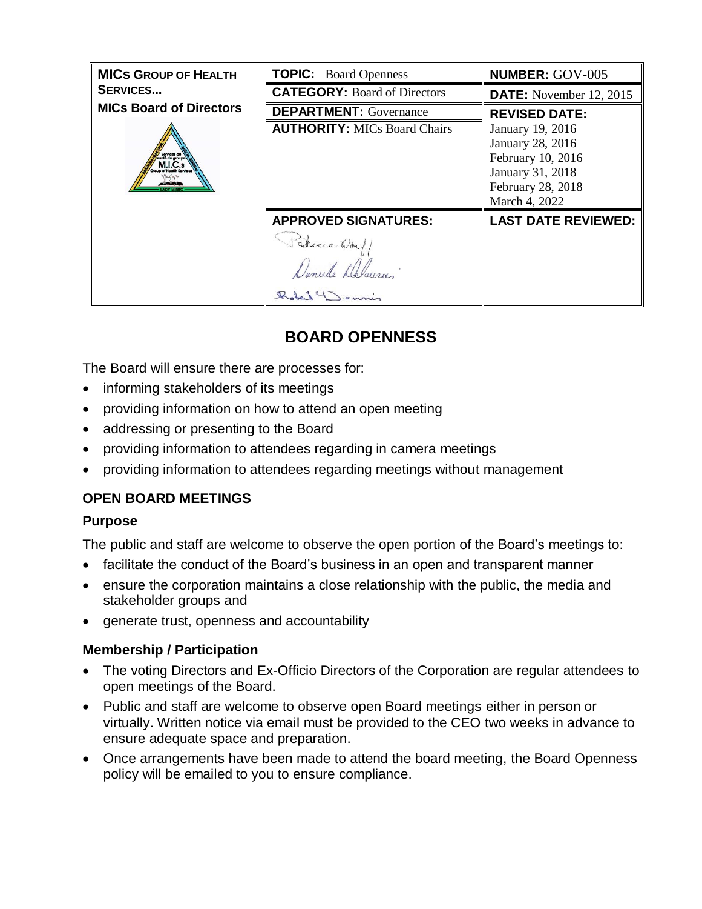| MICs GROUP OF HEALTH SERVICES... MICs Board of Directors | TOPIC: Board Openness | NUMBER: GOV-005 |
|---|---|---|
| | CATEGORY: Board of Directors | DATE: November 12, 2015 |
| | DEPARTMENT: Governance | REVISED DATE: January 19, 2016 January 28, 2016 February 10, 2016 January 31, 2018 February 28, 2018 March 4, 2022 |
| | AUTHORITY: MICs Board Chairs | |
| | APPROVED SIGNATURES: Patricia Dorff Danielle Delaurier Robert Dennis | LAST DATE REVIEWED: |

# BOARD OPENNESS

The Board will ensure there are processes for:

- informing stakeholders of its meetings
- providing information on how to attend an open meeting
- addressing or presenting to the Board
- providing information to attendees regarding in camera meetings
- providing information to attendees regarding meetings without management

## OPEN BOARD MEETINGS

### Purpose

The public and staff are welcome to observe the open portion of the Board's meetings to:

- facilitate the conduct of the Board's business in an open and transparent manner
- ensure the corporation maintains a close relationship with the public, the media and stakeholder groups and
- generate trust, openness and accountability

### Membership / Participation

- The voting Directors and Ex-Officio Directors of the Corporation are regular attendees to open meetings of the Board.
- Public and staff are welcome to observe open Board meetings either in person or virtually. Written notice via email must be provided to the CEO two weeks in advance to ensure adequate space and preparation.
- Once arrangements have been made to attend the board meeting, the Board Openness policy will be emailed to you to ensure compliance.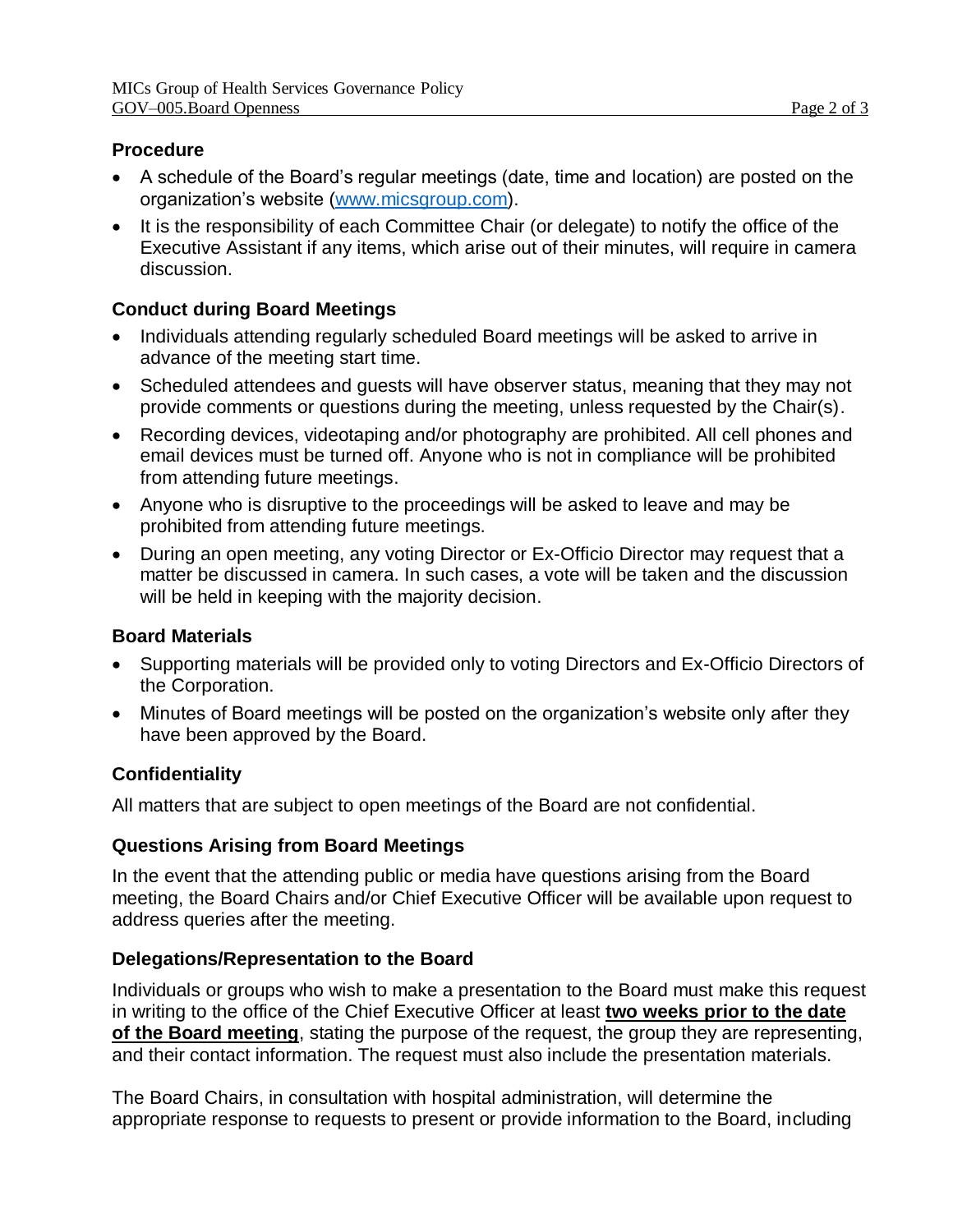## Procedure

- A schedule of the Board's regular meetings (date, time and location) are posted on the organization's website ([www.micsgroup.com](http://www.micsgroup.com)).
- It is the responsibility of each Committee Chair (or delegate) to notify the office of the Executive Assistant if any items, which arise out of their minutes, will require in camera discussion.

## Conduct during Board Meetings

- Individuals attending regularly scheduled Board meetings will be asked to arrive in advance of the meeting start time.
- Scheduled attendees and guests will have observer status, meaning that they may not provide comments or questions during the meeting, unless requested by the Chair(s).
- Recording devices, videotaping and/or photography are prohibited. All cell phones and email devices must be turned off. Anyone who is not in compliance will be prohibited from attending future meetings.
- Anyone who is disruptive to the proceedings will be asked to leave and may be prohibited from attending future meetings.
- During an open meeting, any voting Director or Ex-Officio Director may request that a matter be discussed in camera. In such cases, a vote will be taken and the discussion will be held in keeping with the majority decision.

## Board Materials

- Supporting materials will be provided only to voting Directors and Ex-Officio Directors of the Corporation.
- Minutes of Board meetings will be posted on the organization's website only after they have been approved by the Board.

## Confidentiality

All matters that are subject to open meetings of the Board are not confidential.

## Questions Arising from Board Meetings

In the event that the attending public or media have questions arising from the Board meeting, the Board Chairs and/or Chief Executive Officer will be available upon request to address queries after the meeting.

## Delegations/Representation to the Board

Individuals or groups who wish to make a presentation to the Board must make this request in writing to the office of the Chief Executive Officer at least **two weeks prior to the date of the Board meeting**, stating the purpose of the request, the group they are representing, and their contact information. The request must also include the presentation materials.

The Board Chairs, in consultation with hospital administration, will determine the appropriate response to requests to present or provide information to the Board, including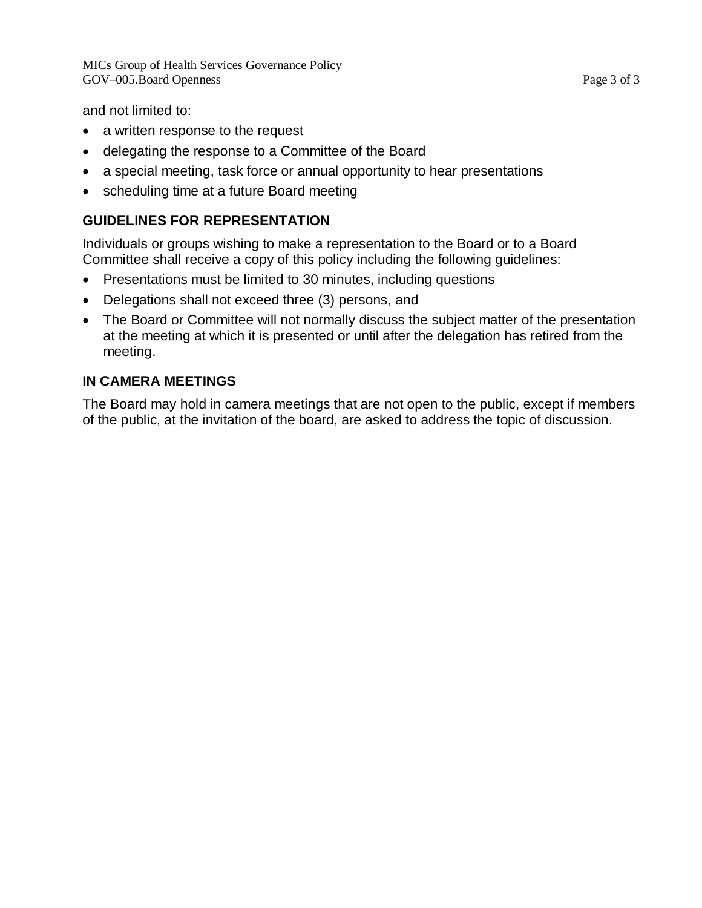and not limited to:

- a written response to the request
- delegating the response to a Committee of the Board
- a special meeting, task force or annual opportunity to hear presentations
- scheduling time at a future Board meeting

## GUIDELINES FOR REPRESENTATION

Individuals or groups wishing to make a representation to the Board or to a Board Committee shall receive a copy of this policy including the following guidelines:

- Presentations must be limited to 30 minutes, including questions
- Delegations shall not exceed three (3) persons, and
- The Board or Committee will not normally discuss the subject matter of the presentation at the meeting at which it is presented or until after the delegation has retired from the meeting.

## IN CAMERA MEETINGS

The Board may hold in camera meetings that are not open to the public, except if members of the public, at the invitation of the board, are asked to address the topic of discussion.